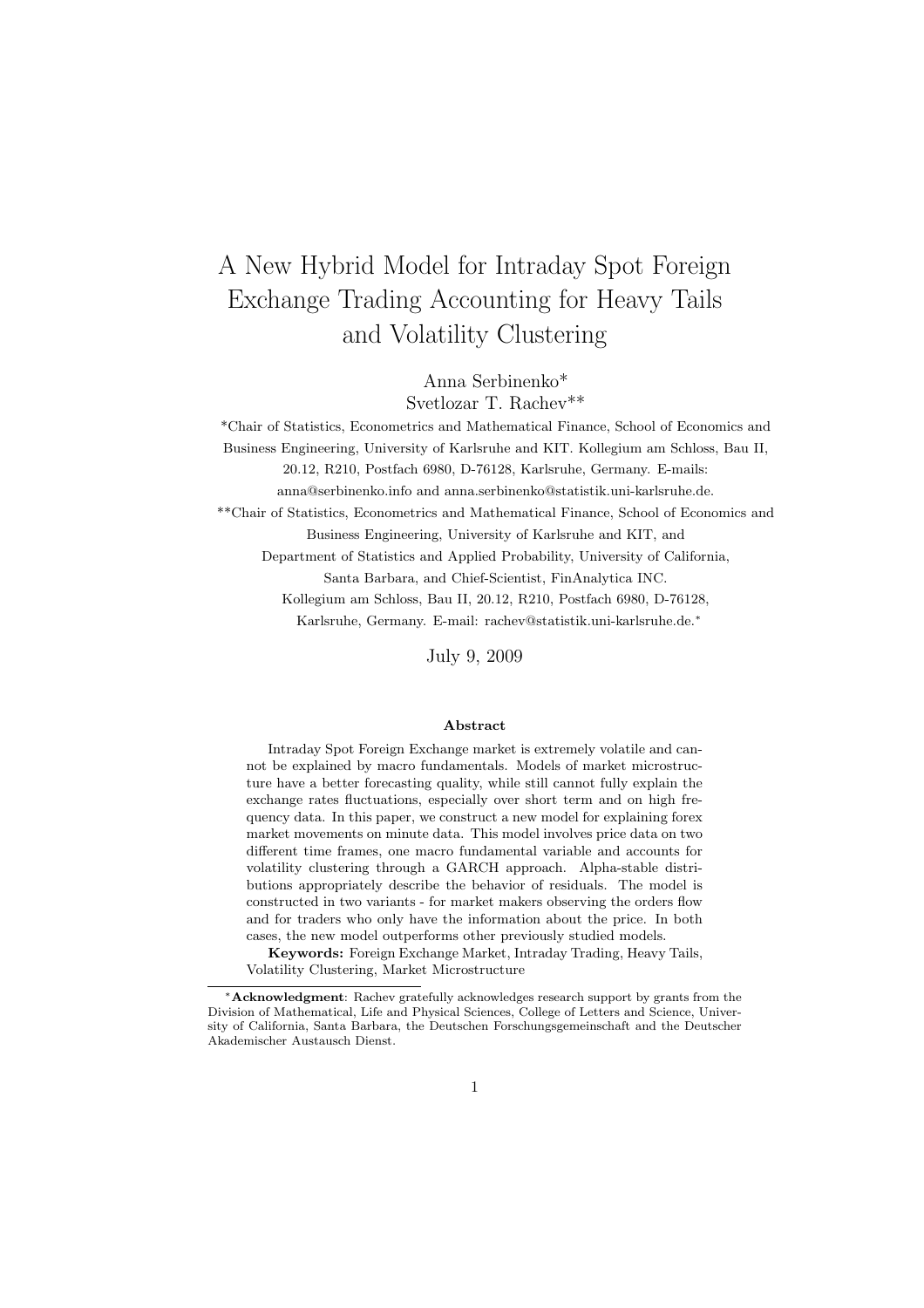# A New Hybrid Model for Intraday Spot Foreign Exchange Trading Accounting for Heavy Tails and Volatility Clustering

Anna Serbinenko*

Svetlozar T. Rachev**

*Chair of Statistics, Econometrics and Mathematical Finance, School of Economics and Business Engineering, University of Karlsruhe and KIT. Kollegium am Schloss, Bau II, 20.12, R210, Postfach 6980, D-76128, Karlsruhe, Germany. E-mails: anna@serbinenko.info and anna.serbinenko@statistik.uni-karlsruhe.de.

**Chair of Statistics, Econometrics and Mathematical Finance, School of Economics and Business Engineering, University of Karlsruhe and KIT, and Department of Statistics and Applied Probability, University of California, Santa Barbara, and Chief-Scientist, FinAnalytica INC. Kollegium am Schloss, Bau II, 20.12, R210, Postfach 6980, D-76128, Karlsruhe, Germany. E-mail: rachev@statistik.uni-karlsruhe.de.*

July 9, 2009

### Abstract

Intraday Spot Foreign Exchange market is extremely volatile and cannot be explained by macro fundamentals. Models of market microstructure have a better forecasting quality, while still cannot fully explain the exchange rates fluctuations, especially over short term and on high frequency data. In this paper, we construct a new model for explaining forex market movements on minute data. This model involves price data on two different time frames, one macro fundamental variable and accounts for volatility clustering through a GARCH approach. Alpha-stable distributions appropriately describe the behavior of residuals. The model is constructed in two variants - for market makers observing the orders flow and for traders who only have the information about the price. In both cases, the new model outperforms other previously studied models.

**Keywords:** Foreign Exchange Market, Intraday Trading, Heavy Tails, Volatility Clustering, Market Microstructure

---

*​**Acknowledgment**: Rachev gratefully acknowledges research support by grants from the Division of Mathematical, Life and Physical Sciences, College of Letters and Science, University of California, Santa Barbara, the Deutschen Forschungsgemeinschaft and the Deutscher Akademischer Austausch Dienst.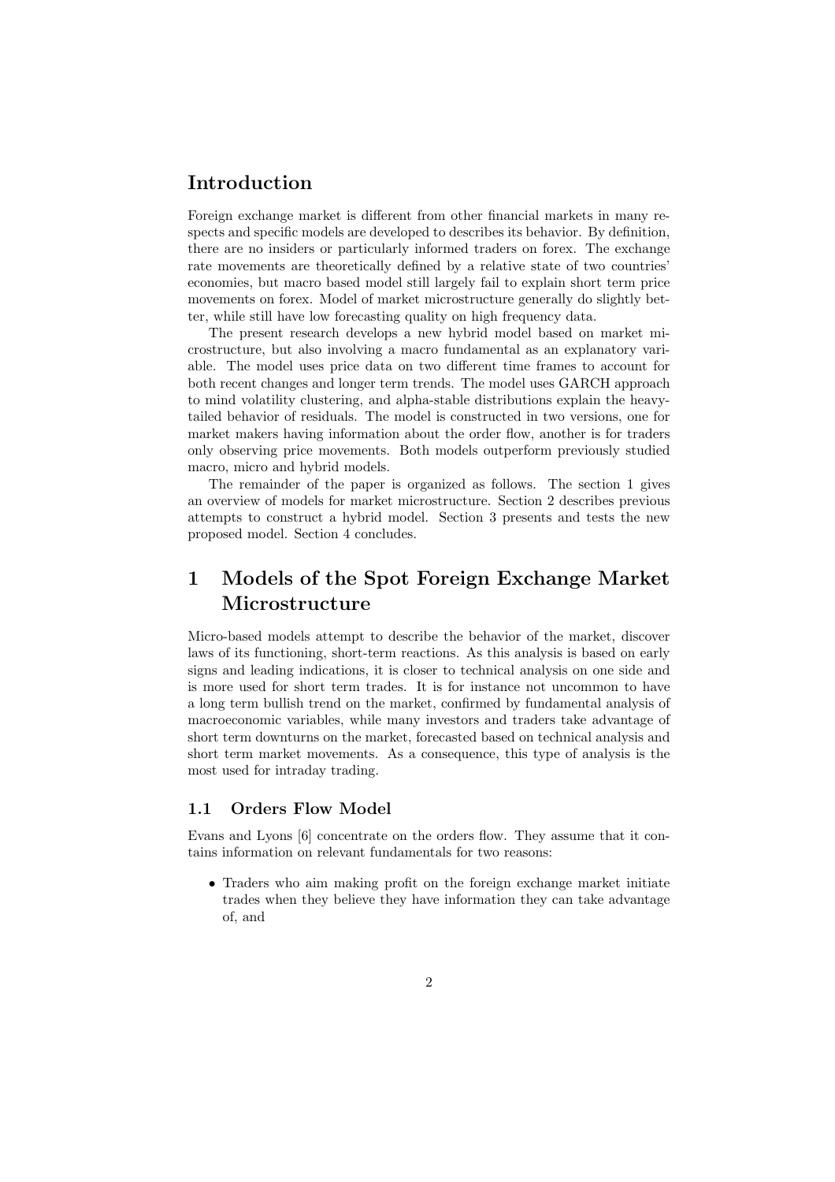## Introduction

Foreign exchange market is different from other financial markets in many respects and specific models are developed to describes its behavior. By definition, there are no insiders or particularly informed traders on forex. The exchange rate movements are theoretically defined by a relative state of two countries' economies, but macro based model still largely fail to explain short term price movements on forex. Model of market microstructure generally do slightly better, while still have low forecasting quality on high frequency data.

The present research develops a new hybrid model based on market microstructure, but also involving a macro fundamental as an explanatory variable. The model uses price data on two different time frames to account for both recent changes and longer term trends. The model uses GARCH approach to mind volatility clustering, and alpha-stable distributions explain the heavy-tailed behavior of residuals. The model is constructed in two versions, one for market makers having information about the order flow, another is for traders only observing price movements. Both models outperform previously studied macro, micro and hybrid models.

The remainder of the paper is organized as follows. The section 1 gives an overview of models for market microstructure. Section 2 describes previous attempts to construct a hybrid model. Section 3 presents and tests the new proposed model. Section 4 concludes.

## 1 Models of the Spot Foreign Exchange Market Microstructure

Micro-based models attempt to describe the behavior of the market, discover laws of its functioning, short-term reactions. As this analysis is based on early signs and leading indications, it is closer to technical analysis on one side and is more used for short term trades. It is for instance not uncommon to have a long term bullish trend on the market, confirmed by fundamental analysis of macroeconomic variables, while many investors and traders take advantage of short term downturns on the market, forecasted based on technical analysis and short term market movements. As a consequence, this type of analysis is the most used for intraday trading.

### 1.1 Orders Flow Model

Evans and Lyons [6] concentrate on the orders flow. They assume that it contains information on relevant fundamentals for two reasons:

- Traders who aim making profit on the foreign exchange market initiate trades when they believe they have information they can take advantage of, and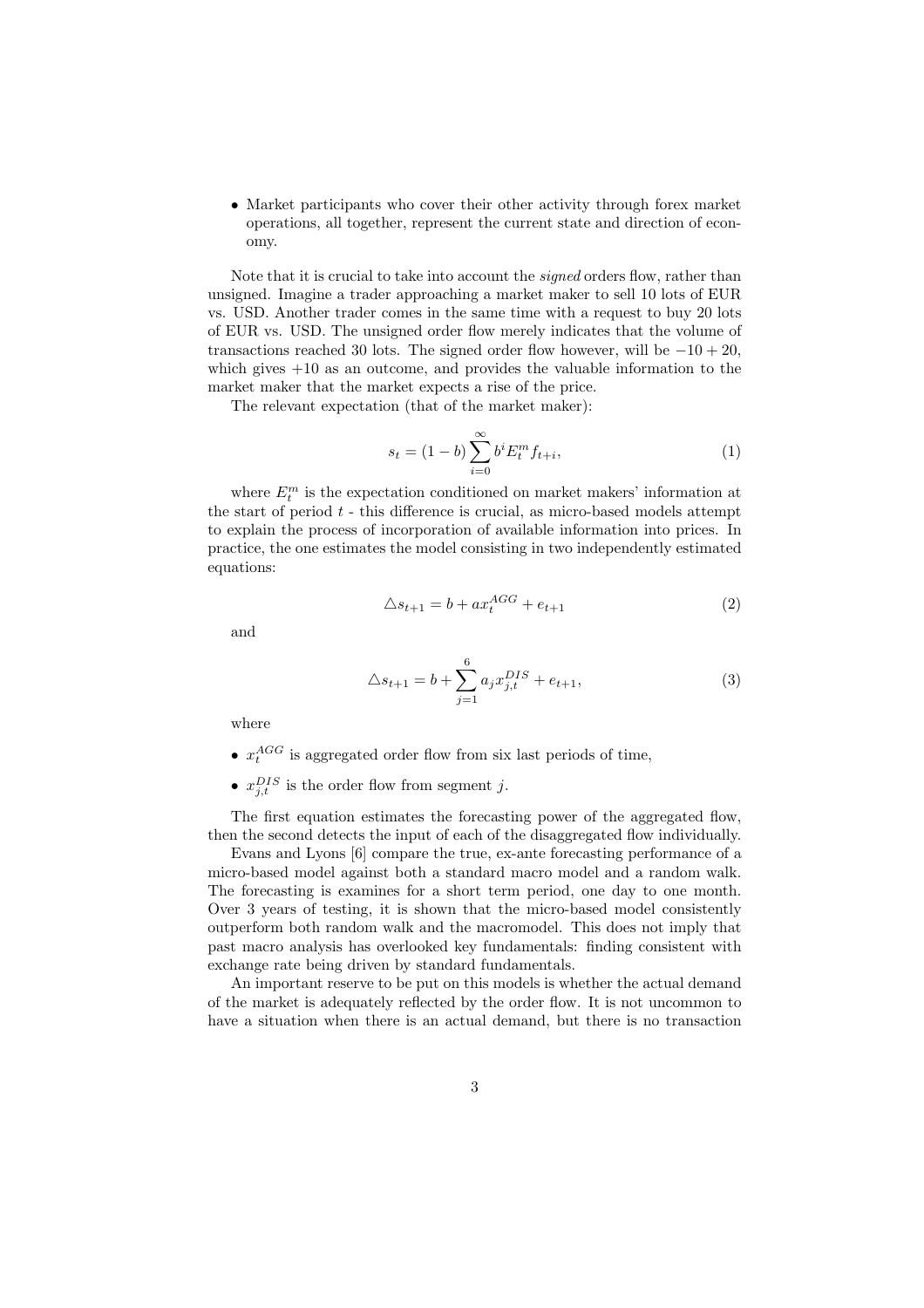- Market participants who cover their other activity through forex market operations, all together, represent the current state and direction of economy.

Note that it is crucial to take into account the *signed* orders flow, rather than unsigned. Imagine a trader approaching a market maker to sell 10 lots of EUR vs. USD. Another trader comes in the same time with a request to buy 20 lots of EUR vs. USD. The unsigned order flow merely indicates that the volume of transactions reached 30 lots. The signed order flow however, will be $-10 + 20$, which gives $+10$ as an outcome, and provides the valuable information to the market maker that the market expects a rise of the price.

The relevant expectation (that of the market maker):

$$s_t = (1-b)\sum_{i=0}^{\infty} b^i E_t^m f_{t+i}, \tag{1}$$

where $E_t^m$ is the expectation conditioned on market makers' information at the start of period $t$ - this difference is crucial, as micro-based models attempt to explain the process of incorporation of available information into prices. In practice, the one estimates the model consisting in two independently estimated equations:

$$\triangle s_{t+1} = b + a x_t^{AGG} + e_{t+1} \tag{2}$$

and

$$\triangle s_{t+1} = b + \sum_{j=1}^{6} a_j x_{j,t}^{DIS} + e_{t+1}, \tag{3}$$

where

- $x_t^{AGG}$ is aggregated order flow from six last periods of time,
- $x_{j,t}^{DIS}$ is the order flow from segment $j$.

The first equation estimates the forecasting power of the aggregated flow, then the second detects the input of each of the disaggregated flow individually.

Evans and Lyons [6] compare the true, ex-ante forecasting performance of a micro-based model against both a standard macro model and a random walk. The forecasting is examines for a short term period, one day to one month. Over 3 years of testing, it is shown that the micro-based model consistently outperform both random walk and the macromodel. This does not imply that past macro analysis has overlooked key fundamentals: finding consistent with exchange rate being driven by standard fundamentals.

An important reserve to be put on this models is whether the actual demand of the market is adequately reflected by the order flow. It is not uncommon to have a situation when there is an actual demand, but there is no transaction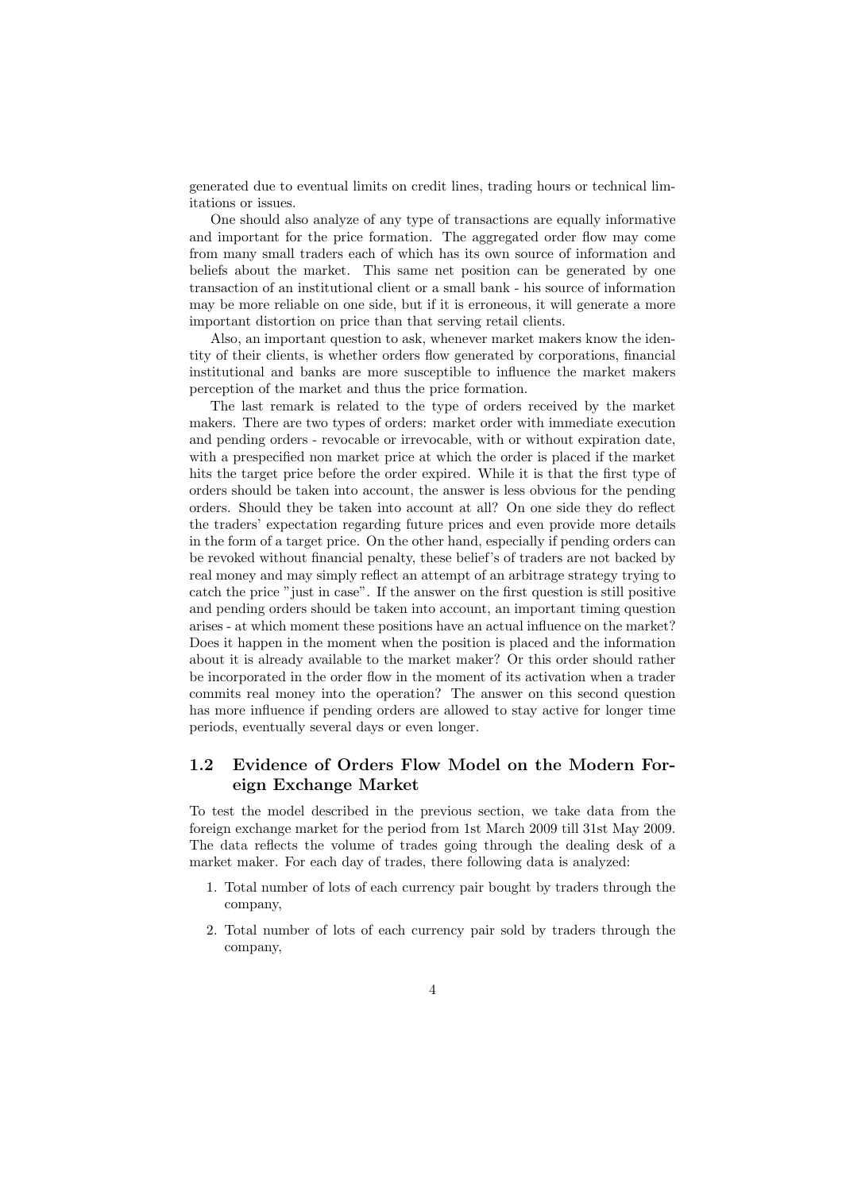generated due to eventual limits on credit lines, trading hours or technical limitations or issues.

One should also analyze of any type of transactions are equally informative and important for the price formation. The aggregated order flow may come from many small traders each of which has its own source of information and beliefs about the market. This same net position can be generated by one transaction of an institutional client or a small bank - his source of information may be more reliable on one side, but if it is erroneous, it will generate a more important distortion on price than that serving retail clients.

Also, an important question to ask, whenever market makers know the identity of their clients, is whether orders flow generated by corporations, financial institutional and banks are more susceptible to influence the market makers perception of the market and thus the price formation.

The last remark is related to the type of orders received by the market makers. There are two types of orders: market order with immediate execution and pending orders - revocable or irrevocable, with or without expiration date, with a prespecified non market price at which the order is placed if the market hits the target price before the order expired. While it is that the first type of orders should be taken into account, the answer is less obvious for the pending orders. Should they be taken into account at all? On one side they do reflect the traders' expectation regarding future prices and even provide more details in the form of a target price. On the other hand, especially if pending orders can be revoked without financial penalty, these belief's of traders are not backed by real money and may simply reflect an attempt of an arbitrage strategy trying to catch the price "just in case". If the answer on the first question is still positive and pending orders should be taken into account, an important timing question arises - at which moment these positions have an actual influence on the market? Does it happen in the moment when the position is placed and the information about it is already available to the market maker? Or this order should rather be incorporated in the order flow in the moment of its activation when a trader commits real money into the operation? The answer on this second question has more influence if pending orders are allowed to stay active for longer time periods, eventually several days or even longer.

## 1.2 Evidence of Orders Flow Model on the Modern Foreign Exchange Market

To test the model described in the previous section, we take data from the foreign exchange market for the period from 1st March 2009 till 31st May 2009. The data reflects the volume of trades going through the dealing desk of a market maker. For each day of trades, there following data is analyzed:

1. Total number of lots of each currency pair bought by traders through the company,
2. Total number of lots of each currency pair sold by traders through the company,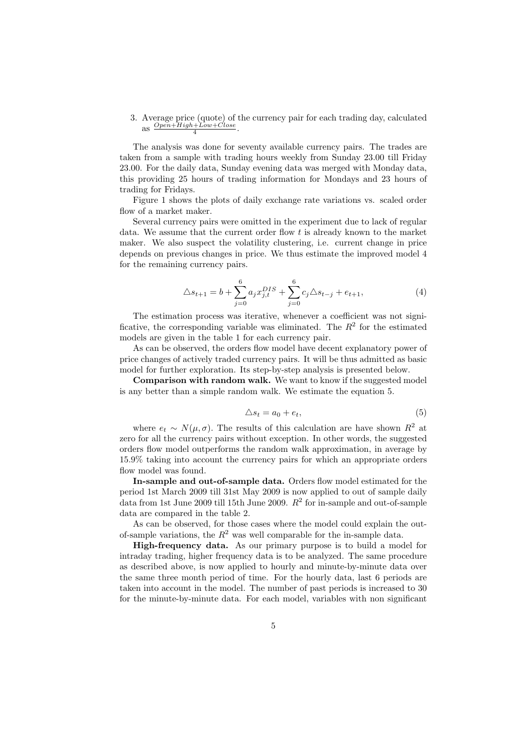3. Average price (quote) of the currency pair for each trading day, calculated as $\frac{Open+High+Low+Close}{4}$.

The analysis was done for seventy available currency pairs. The trades are taken from a sample with trading hours weekly from Sunday 23.00 till Friday 23.00. For the daily data, Sunday evening data was merged with Monday data, this providing 25 hours of trading information for Mondays and 23 hours of trading for Fridays.

Figure 1 shows the plots of daily exchange rate variations vs. scaled order flow of a market maker.

Several currency pairs were omitted in the experiment due to lack of regular data. We assume that the current order flow $t$ is already known to the market maker. We also suspect the volatility clustering, i.e. current change in price depends on previous changes in price. We thus estimate the improved model 4 for the remaining currency pairs.

$$\triangle s_{t+1} = b + \sum_{j=0}^{6} a_j x_{j,t}^{DIS} + \sum_{j=0}^{6} c_j \triangle s_{t-j} + e_{t+1}, \tag{4}$$

The estimation process was iterative, whenever a coefficient was not significative, the corresponding variable was eliminated. The $R^2$ for the estimated models are given in the table 1 for each currency pair.

As can be observed, the orders flow model have decent explanatory power of price changes of actively traded currency pairs. It will be thus admitted as basic model for further exploration. Its step-by-step analysis is presented below.

**Comparison with random walk.** We want to know if the suggested model is any better than a simple random walk. We estimate the equation 5.

$$\triangle s_t = a_0 + e_t, \tag{5}$$

where $e_t \sim N(\mu, \sigma)$. The results of this calculation are have shown $R^2$ at zero for all the currency pairs without exception. In other words, the suggested orders flow model outperforms the random walk approximation, in average by 15.9% taking into account the currency pairs for which an appropriate orders flow model was found.

**In-sample and out-of-sample data.** Orders flow model estimated for the period 1st March 2009 till 31st May 2009 is now applied to out of sample daily data from 1st June 2009 till 15th June 2009. $R^2$ for in-sample and out-of-sample data are compared in the table 2.

As can be observed, for those cases where the model could explain the out-of-sample variations, the $R^2$ was well comparable for the in-sample data.

**High-frequency data.** As our primary purpose is to build a model for intraday trading, higher frequency data is to be analyzed. The same procedure as described above, is now applied to hourly and minute-by-minute data over the same three month period of time. For the hourly data, last 6 periods are taken into account in the model. The number of past periods is increased to 30 for the minute-by-minute data. For each model, variables with non significant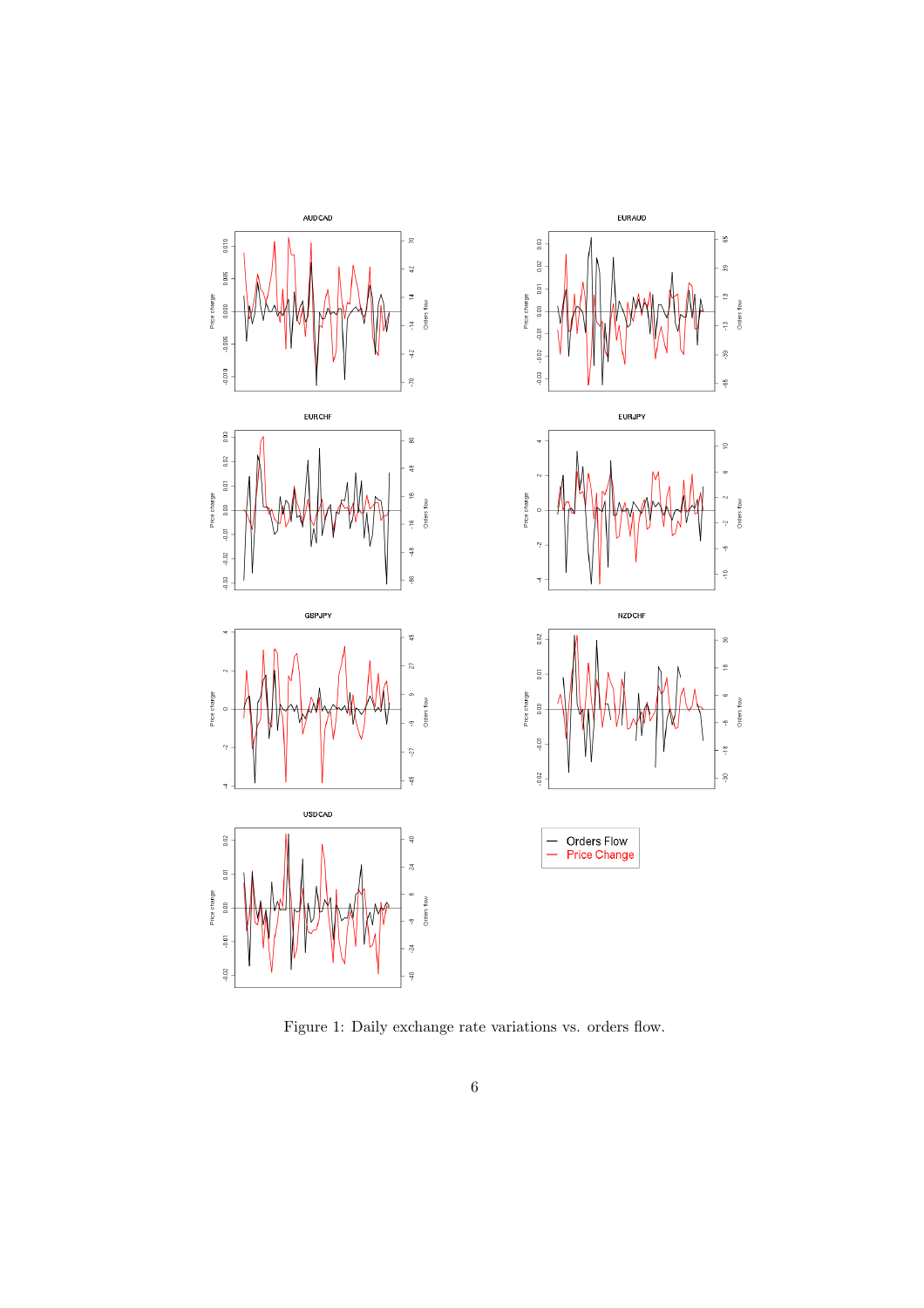Figure 1: Daily exchange rate variations vs. orders flow.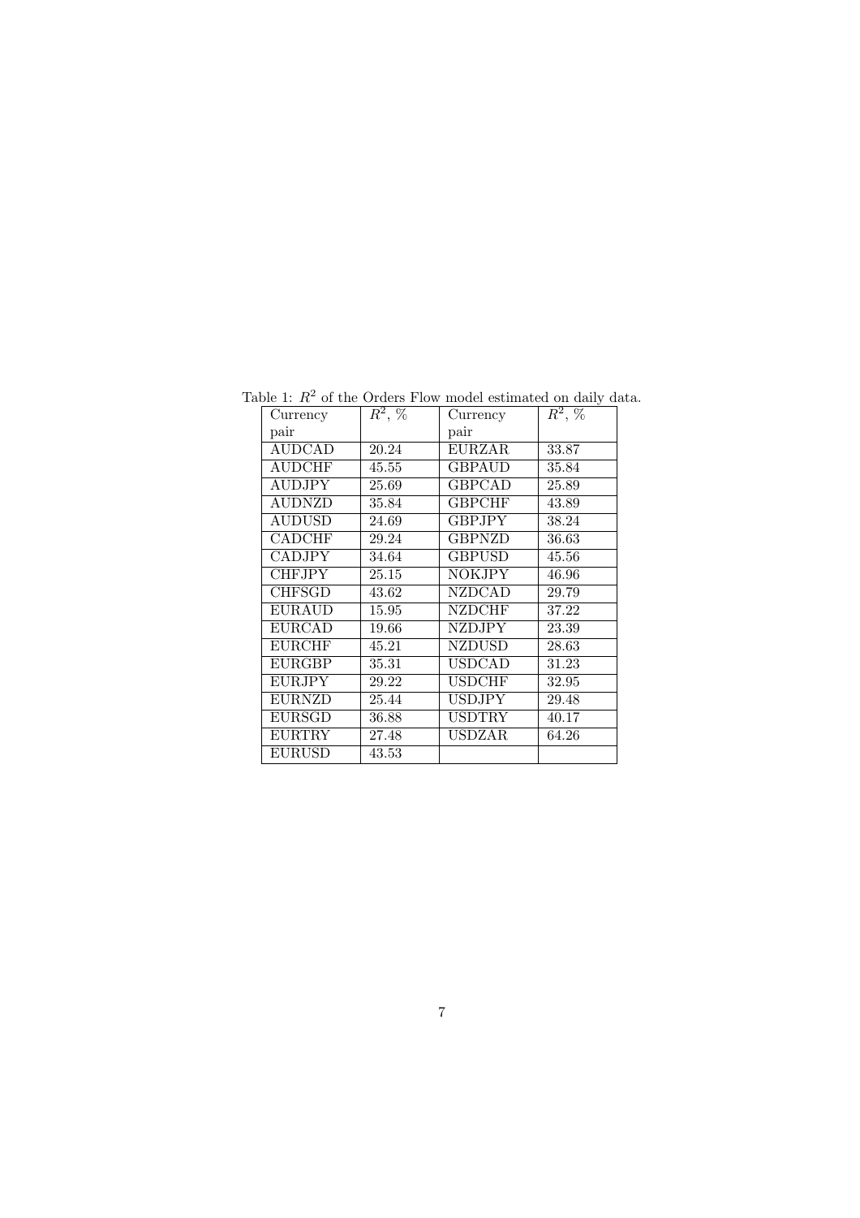Table 1: $R^2$ of the Orders Flow model estimated on daily data.

| Currency pair | $R^2$, % | Currency pair | $R^2$, % |
|---|---|---|---|
| AUDCAD | 20.24 | EURZAR | 33.87 |
| AUDCHF | 45.55 | GBPAUD | 35.84 |
| AUDJPY | 25.69 | GBPCAD | 25.89 |
| AUDNZD | 35.84 | GBPCHF | 43.89 |
| AUDUSD | 24.69 | GBPJPY | 38.24 |
| CADCHF | 29.24 | GBPNZD | 36.63 |
| CADJPY | 34.64 | GBPUSD | 45.56 |
| CHFJPY | 25.15 | NOKJPY | 46.96 |
| CHFSGD | 43.62 | NZDCAD | 29.79 |
| EURAUD | 15.95 | NZDCHF | 37.22 |
| EURCAD | 19.66 | NZDJPY | 23.39 |
| EURCHF | 45.21 | NZDUSD | 28.63 |
| EURGBP | 35.31 | USDCAD | 31.23 |
| EURJPY | 29.22 | USDCHF | 32.95 |
| EURNZD | 25.44 | USDJPY | 29.48 |
| EURSGD | 36.88 | USDTRY | 40.17 |
| EURTRY | 27.48 | USDZAR | 64.26 |
| EURUSD | 43.53 | | |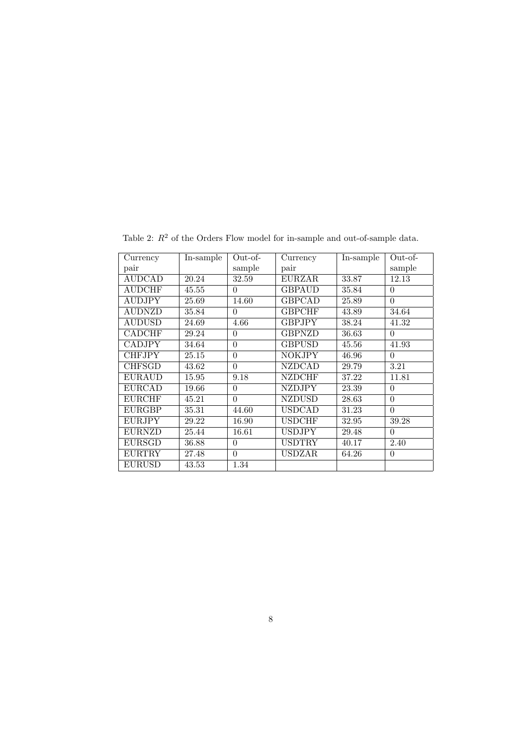Table 2: $R^2$ of the Orders Flow model for in-sample and out-of-sample data.

| Currency pair | In-sample | Out-of-sample | Currency pair | In-sample | Out-of-sample |
|---|---|---|---|---|---|
| AUDCAD | 20.24 | 32.59 | EURZAR | 33.87 | 12.13 |
| AUDCHF | 45.55 | 0 | GBPAUD | 35.84 | 0 |
| AUDJPY | 25.69 | 14.60 | GBPCAD | 25.89 | 0 |
| AUDNZD | 35.84 | 0 | GBPCHF | 43.89 | 34.64 |
| AUDUSD | 24.69 | 4.66 | GBPJPY | 38.24 | 41.32 |
| CADCHF | 29.24 | 0 | GBPNZD | 36.63 | 0 |
| CADJPY | 34.64 | 0 | GBPUSD | 45.56 | 41.93 |
| CHFJPY | 25.15 | 0 | NOKJPY | 46.96 | 0 |
| CHFSGD | 43.62 | 0 | NZDCAD | 29.79 | 3.21 |
| EURAUD | 15.95 | 9.18 | NZDCHF | 37.22 | 11.81 |
| EURCAD | 19.66 | 0 | NZDJPY | 23.39 | 0 |
| EURCHF | 45.21 | 0 | NZDUSD | 28.63 | 0 |
| EURGBP | 35.31 | 44.60 | USDCAD | 31.23 | 0 |
| EURJPY | 29.22 | 16.90 | USDCHF | 32.95 | 39.28 |
| EURNZD | 25.44 | 16.61 | USDJPY | 29.48 | 0 |
| EURSGD | 36.88 | 0 | USDTRY | 40.17 | 2.40 |
| EURTRY | 27.48 | 0 | USDZAR | 64.26 | 0 |
| EURUSD | 43.53 | 1.34 | | | |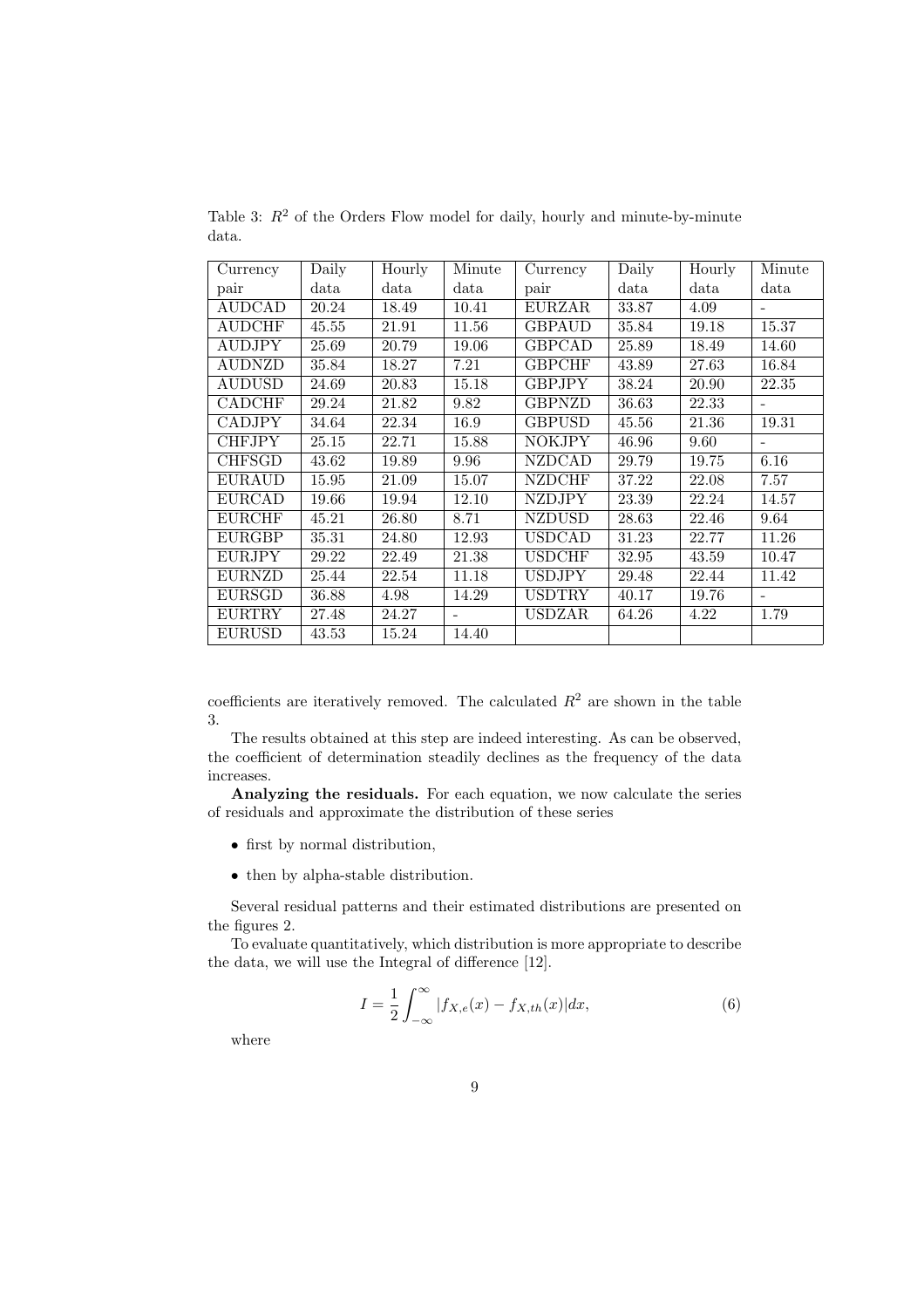Table 3: $R^2$ of the Orders Flow model for daily, hourly and minute-by-minute data.

| Currency pair | Daily data | Hourly data | Minute data | Currency pair | Daily data | Hourly data | Minute data |
|---|---|---|---|---|---|---|---|
| AUDCAD | 20.24 | 18.49 | 10.41 | EURZAR | 33.87 | 4.09 | - |
| AUDCHF | 45.55 | 21.91 | 11.56 | GBPAUD | 35.84 | 19.18 | 15.37 |
| AUDJPY | 25.69 | 20.79 | 19.06 | GBPCAD | 25.89 | 18.49 | 14.60 |
| AUDNZD | 35.84 | 18.27 | 7.21 | GBPCHF | 43.89 | 27.63 | 16.84 |
| AUDUSD | 24.69 | 20.83 | 15.18 | GBPJPY | 38.24 | 20.90 | 22.35 |
| CADCHF | 29.24 | 21.82 | 9.82 | GBPNZD | 36.63 | 22.33 | - |
| CADJPY | 34.64 | 22.34 | 16.9 | GBPUSD | 45.56 | 21.36 | 19.31 |
| CHFJPY | 25.15 | 22.71 | 15.88 | NOKJPY | 46.96 | 9.60 | - |
| CHFSGD | 43.62 | 19.89 | 9.96 | NZDCAD | 29.79 | 19.75 | 6.16 |
| EURAUD | 15.95 | 21.09 | 15.07 | NZDCHF | 37.22 | 22.08 | 7.57 |
| EURCAD | 19.66 | 19.94 | 12.10 | NZDJPY | 23.39 | 22.24 | 14.57 |
| EURCHF | 45.21 | 26.80 | 8.71 | NZDUSD | 28.63 | 22.46 | 9.64 |
| EURGBP | 35.31 | 24.80 | 12.93 | USDCAD | 31.23 | 22.77 | 11.26 |
| EURJPY | 29.22 | 22.49 | 21.38 | USDCHF | 32.95 | 43.59 | 10.47 |
| EURNZD | 25.44 | 22.54 | 11.18 | USDJPY | 29.48 | 22.44 | 11.42 |
| EURSGD | 36.88 | 4.98 | 14.29 | USDTRY | 40.17 | 19.76 | - |
| EURTRY | 27.48 | 24.27 | - | USDZAR | 64.26 | 4.22 | 1.79 |
| EURUSD | 43.53 | 15.24 | 14.40 | | | | |

coefficients are iteratively removed. The calculated $R^2$ are shown in the table 3.

The results obtained at this step are indeed interesting. As can be observed, the coefficient of determination steadily declines as the frequency of the data increases.

**Analyzing the residuals.** For each equation, we now calculate the series of residuals and approximate the distribution of these series

- first by normal distribution,
- then by alpha-stable distribution.

Several residual patterns and their estimated distributions are presented on the figures 2.

To evaluate quantitatively, which distribution is more appropriate to describe the data, we will use the Integral of difference [12].

$$I = \frac{1}{2}\int_{-\infty}^{\infty} |f_{X,e}(x) - f_{X,th}(x)|dx, \tag{6}$$

where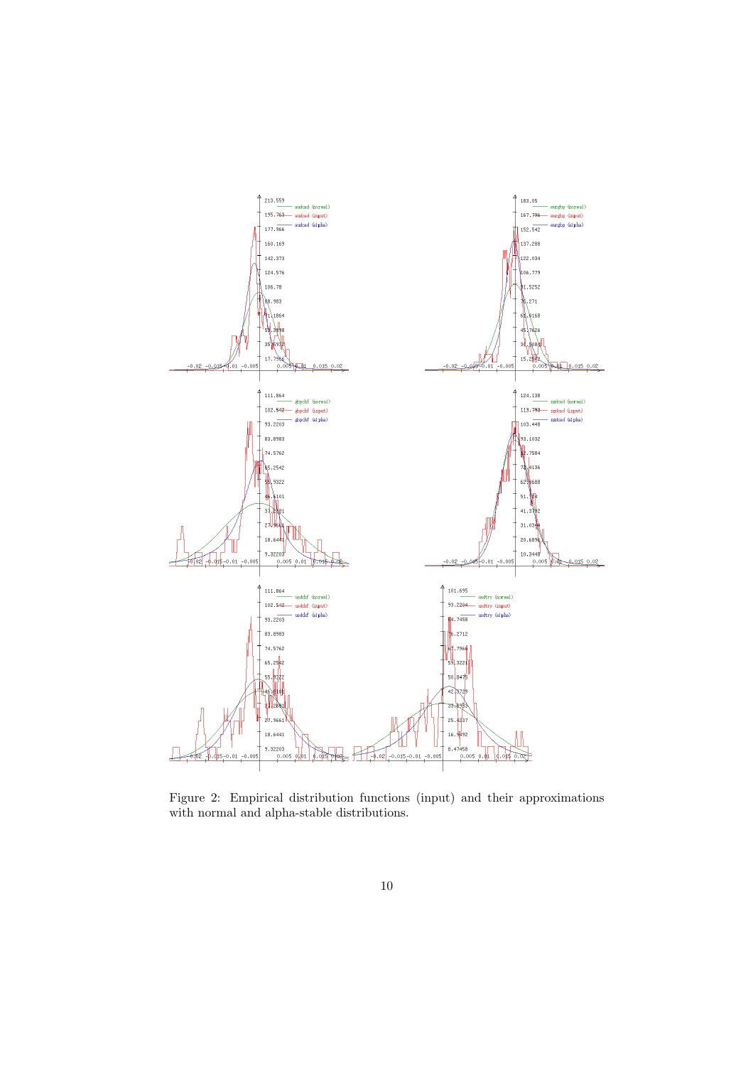Figure 2: Empirical distribution functions (input) and their approximations with normal and alpha-stable distributions.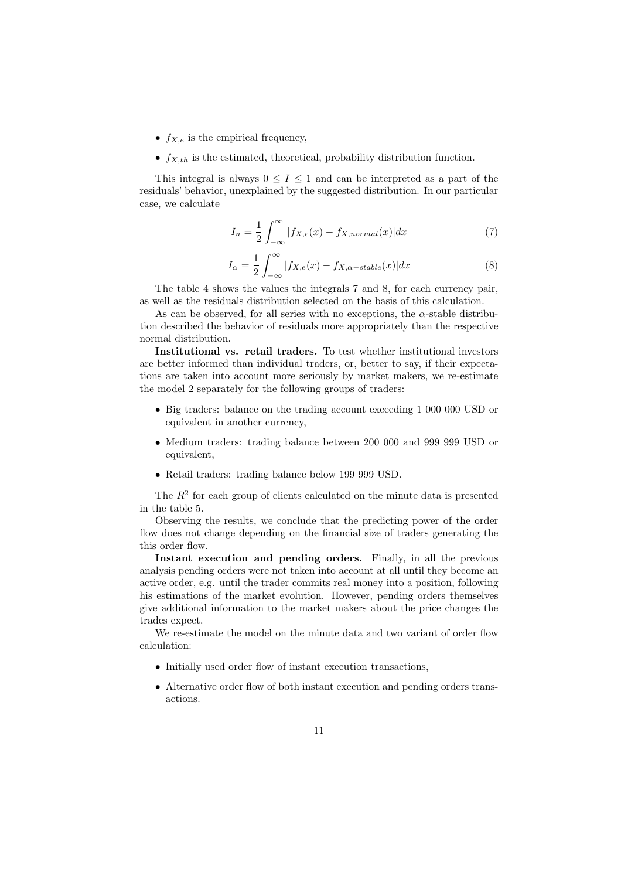- $f_{X,e}$ is the empirical frequency,
- $f_{X,th}$ is the estimated, theoretical, probability distribution function.

This integral is always $0 \leq I \leq 1$ and can be interpreted as a part of the residuals' behavior, unexplained by the suggested distribution. In our particular case, we calculate

$$I_n = \frac{1}{2}\int_{-\infty}^{\infty} |f_{X,e}(x) - f_{X,normal}(x)|dx \tag{7}$$

$$I_\alpha = \frac{1}{2}\int_{-\infty}^{\infty} |f_{X,e}(x) - f_{X,\alpha-stable}(x)|dx \tag{8}$$

The table 4 shows the values the integrals 7 and 8, for each currency pair, as well as the residuals distribution selected on the basis of this calculation.

As can be observed, for all series with no exceptions, the $\alpha$-stable distribution described the behavior of residuals more appropriately than the respective normal distribution.

**Institutional vs. retail traders.** To test whether institutional investors are better informed than individual traders, or, better to say, if their expectations are taken into account more seriously by market makers, we re-estimate the model 2 separately for the following groups of traders:

- Big traders: balance on the trading account exceeding 1 000 000 USD or equivalent in another currency,
- Medium traders: trading balance between 200 000 and 999 999 USD or equivalent,
- Retail traders: trading balance below 199 999 USD.

The $R^2$ for each group of clients calculated on the minute data is presented in the table 5.

Observing the results, we conclude that the predicting power of the order flow does not change depending on the financial size of traders generating the this order flow.

**Instant execution and pending orders.** Finally, in all the previous analysis pending orders were not taken into account at all until they become an active order, e.g. until the trader commits real money into a position, following his estimations of the market evolution. However, pending orders themselves give additional information to the market makers about the price changes the trades expect.

We re-estimate the model on the minute data and two variant of order flow calculation:

- Initially used order flow of instant execution transactions,
- Alternative order flow of both instant execution and pending orders transactions.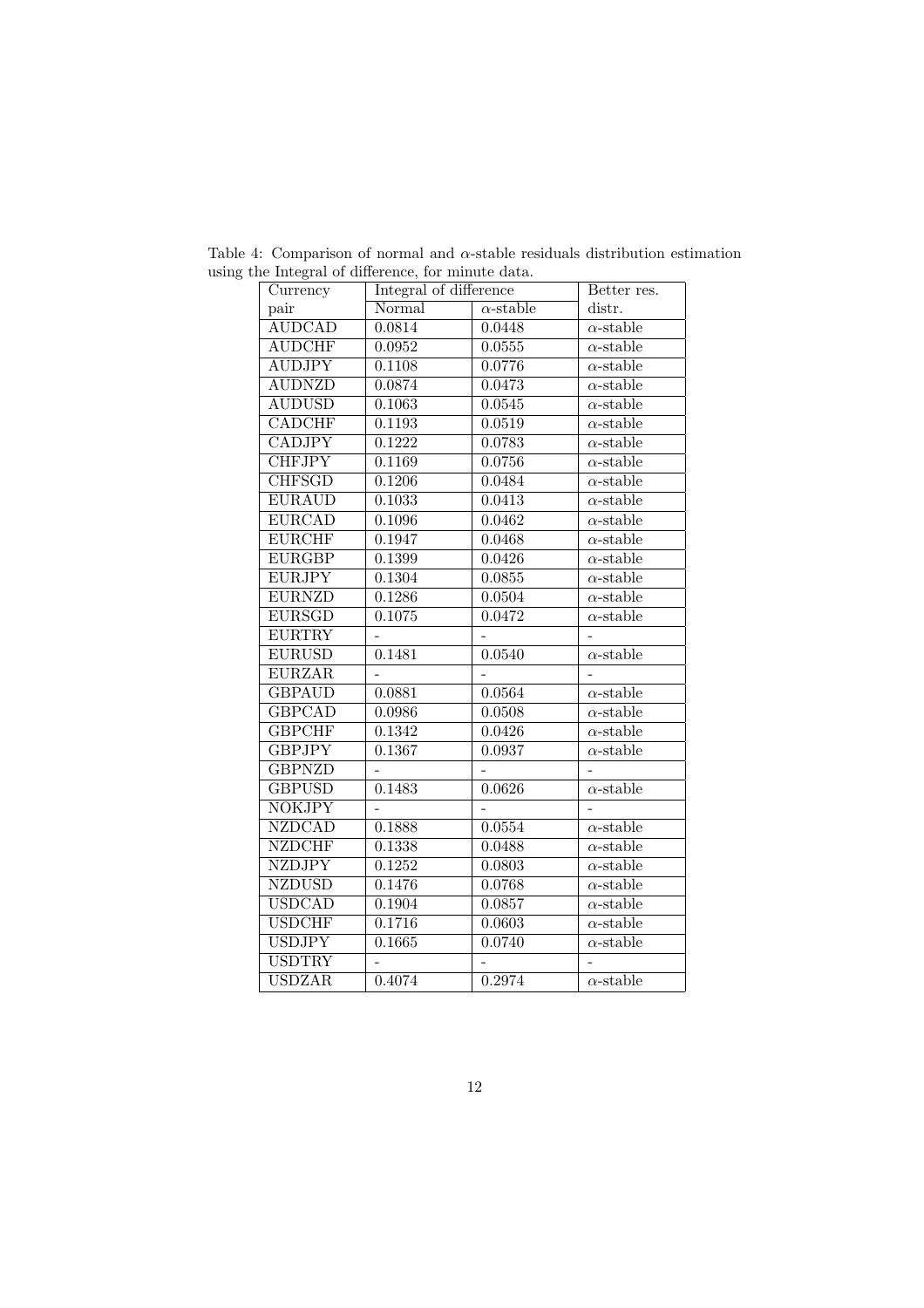Table 4: Comparison of normal and $\alpha$-stable residuals distribution estimation using the Integral of difference, for minute data.

| Currency | Integral of difference | | Better res. |
|---|---|---|---|
| pair | Normal | $\alpha$-stable | distr. |
| AUDCAD | 0.0814 | 0.0448 | $\alpha$-stable |
| AUDCHF | 0.0952 | 0.0555 | $\alpha$-stable |
| AUDJPY | 0.1108 | 0.0776 | $\alpha$-stable |
| AUDNZD | 0.0874 | 0.0473 | $\alpha$-stable |
| AUDUSD | 0.1063 | 0.0545 | $\alpha$-stable |
| CADCHF | 0.1193 | 0.0519 | $\alpha$-stable |
| CADJPY | 0.1222 | 0.0783 | $\alpha$-stable |
| CHFJPY | 0.1169 | 0.0756 | $\alpha$-stable |
| CHFSGD | 0.1206 | 0.0484 | $\alpha$-stable |
| EURAUD | 0.1033 | 0.0413 | $\alpha$-stable |
| EURCAD | 0.1096 | 0.0462 | $\alpha$-stable |
| EURCHF | 0.1947 | 0.0468 | $\alpha$-stable |
| EURGBP | 0.1399 | 0.0426 | $\alpha$-stable |
| EURJPY | 0.1304 | 0.0855 | $\alpha$-stable |
| EURNZD | 0.1286 | 0.0504 | $\alpha$-stable |
| EURSGD | 0.1075 | 0.0472 | $\alpha$-stable |
| EURTRY | - | - | - |
| EURUSD | 0.1481 | 0.0540 | $\alpha$-stable |
| EURZAR | - | - | - |
| GBPAUD | 0.0881 | 0.0564 | $\alpha$-stable |
| GBPCAD | 0.0986 | 0.0508 | $\alpha$-stable |
| GBPCHF | 0.1342 | 0.0426 | $\alpha$-stable |
| GBPJPY | 0.1367 | 0.0937 | $\alpha$-stable |
| GBPNZD | - | - | - |
| GBPUSD | 0.1483 | 0.0626 | $\alpha$-stable |
| NOKJPY | - | - | - |
| NZDCAD | 0.1888 | 0.0554 | $\alpha$-stable |
| NZDCHF | 0.1338 | 0.0488 | $\alpha$-stable |
| NZDJPY | 0.1252 | 0.0803 | $\alpha$-stable |
| NZDUSD | 0.1476 | 0.0768 | $\alpha$-stable |
| USDCAD | 0.1904 | 0.0857 | $\alpha$-stable |
| USDCHF | 0.1716 | 0.0603 | $\alpha$-stable |
| USDJPY | 0.1665 | 0.0740 | $\alpha$-stable |
| USDTRY | - | - | - |
| USDZAR | 0.4074 | 0.2974 | $\alpha$-stable |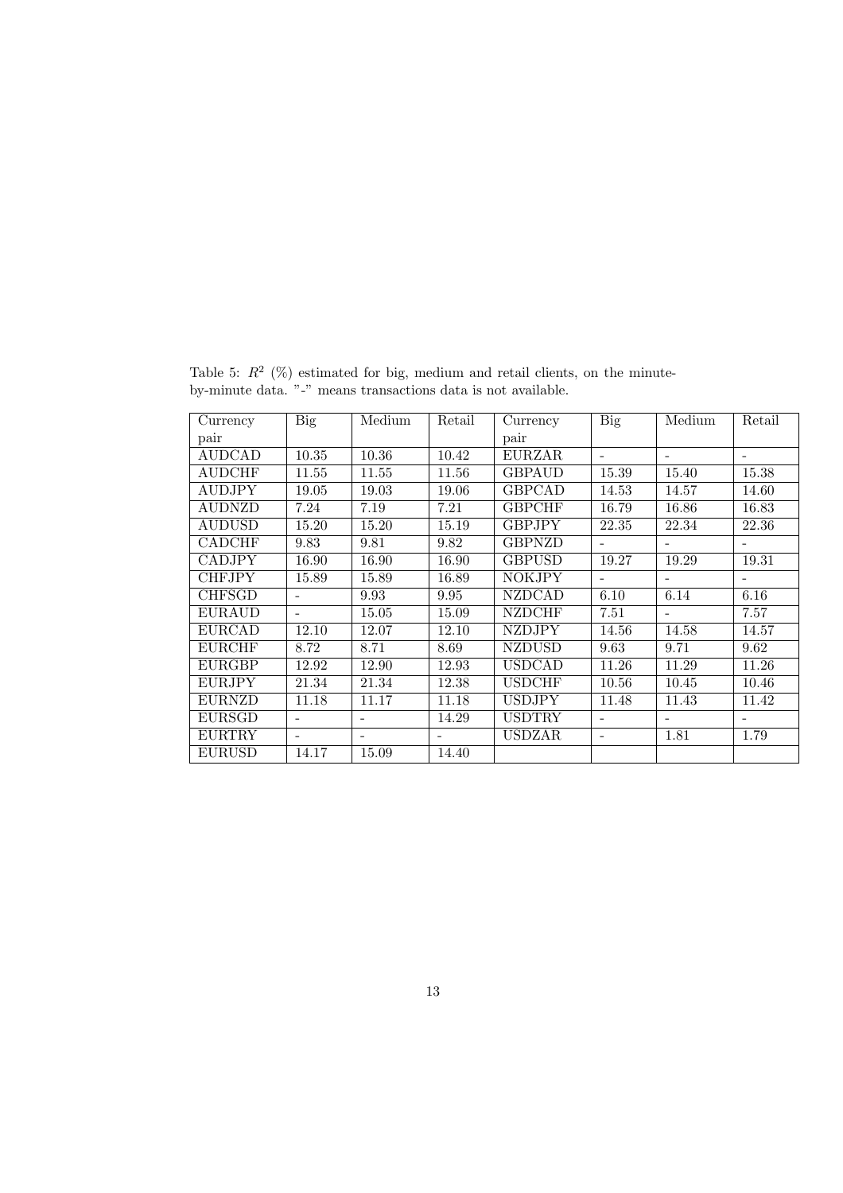Table 5: $R^2$ (%) estimated for big, medium and retail clients, on the minute-by-minute data. "-" means transactions data is not available.

| Currency pair | Big | Medium | Retail | Currency pair | Big | Medium | Retail |
|---|---|---|---|---|---|---|---|
| AUDCAD | 10.35 | 10.36 | 10.42 | EURZAR | - | - | - |
| AUDCHF | 11.55 | 11.55 | 11.56 | GBPAUD | 15.39 | 15.40 | 15.38 |
| AUDJPY | 19.05 | 19.03 | 19.06 | GBPCAD | 14.53 | 14.57 | 14.60 |
| AUDNZD | 7.24 | 7.19 | 7.21 | GBPCHF | 16.79 | 16.86 | 16.83 |
| AUDUSD | 15.20 | 15.20 | 15.19 | GBPJPY | 22.35 | 22.34 | 22.36 |
| CADCHF | 9.83 | 9.81 | 9.82 | GBPNZD | - | - | - |
| CADJPY | 16.90 | 16.90 | 16.90 | GBPUSD | 19.27 | 19.29 | 19.31 |
| CHFJPY | 15.89 | 15.89 | 16.89 | NOKJPY | - | - | - |
| CHFSGD | - | 9.93 | 9.95 | NZDCAD | 6.10 | 6.14 | 6.16 |
| EURAUD | - | 15.05 | 15.09 | NZDCHF | 7.51 | - | 7.57 |
| EURCAD | 12.10 | 12.07 | 12.10 | NZDJPY | 14.56 | 14.58 | 14.57 |
| EURCHF | 8.72 | 8.71 | 8.69 | NZDUSD | 9.63 | 9.71 | 9.62 |
| EURGBP | 12.92 | 12.90 | 12.93 | USDCAD | 11.26 | 11.29 | 11.26 |
| EURJPY | 21.34 | 21.34 | 12.38 | USDCHF | 10.56 | 10.45 | 10.46 |
| EURNZD | 11.18 | 11.17 | 11.18 | USDJPY | 11.48 | 11.43 | 11.42 |
| EURSGD | - | - | 14.29 | USDTRY | - | - | - |
| EURTRY | - | - | - | USDZAR | - | 1.81 | 1.79 |
| EURUSD | 14.17 | 15.09 | 14.40 | | | | |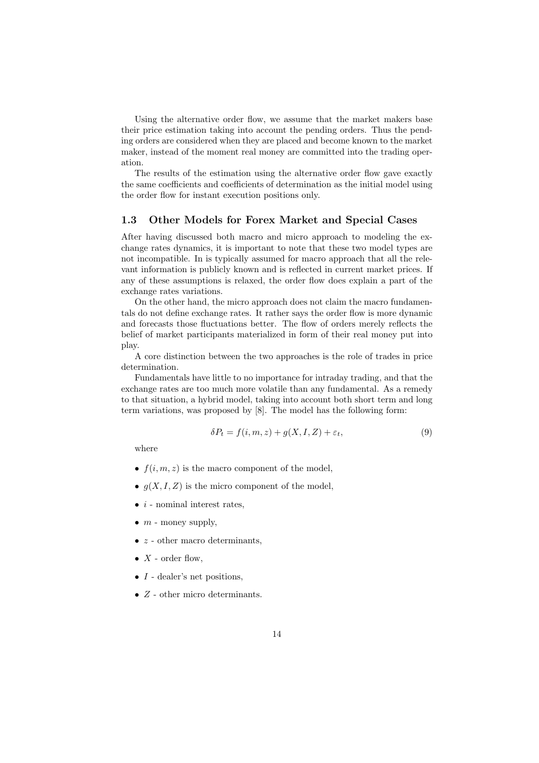Using the alternative order flow, we assume that the market makers base their price estimation taking into account the pending orders. Thus the pending orders are considered when they are placed and become known to the market maker, instead of the moment real money are committed into the trading operation.

The results of the estimation using the alternative order flow gave exactly the same coefficients and coefficients of determination as the initial model using the order flow for instant execution positions only.

### 1.3 Other Models for Forex Market and Special Cases

After having discussed both macro and micro approach to modeling the exchange rates dynamics, it is important to note that these two model types are not incompatible. In is typically assumed for macro approach that all the relevant information is publicly known and is reflected in current market prices. If any of these assumptions is relaxed, the order flow does explain a part of the exchange rates variations.

On the other hand, the micro approach does not claim the macro fundamentals do not define exchange rates. It rather says the order flow is more dynamic and forecasts those fluctuations better. The flow of orders merely reflects the belief of market participants materialized in form of their real money put into play.

A core distinction between the two approaches is the role of trades in price determination.

Fundamentals have little to no importance for intraday trading, and that the exchange rates are too much more volatile than any fundamental. As a remedy to that situation, a hybrid model, taking into account both short term and long term variations, was proposed by [8]. The model has the following form:

$$\delta P_t = f(i, m, z) + g(X, I, Z) + \varepsilon_t, \tag{9}$$

where

- $f(i, m, z)$ is the macro component of the model,
- $g(X, I, Z)$ is the micro component of the model,
- $i$ - nominal interest rates,
- $m$ - money supply,
- $z$ - other macro determinants,
- $X$ - order flow,
- $I$ - dealer's net positions,
- $Z$ - other micro determinants.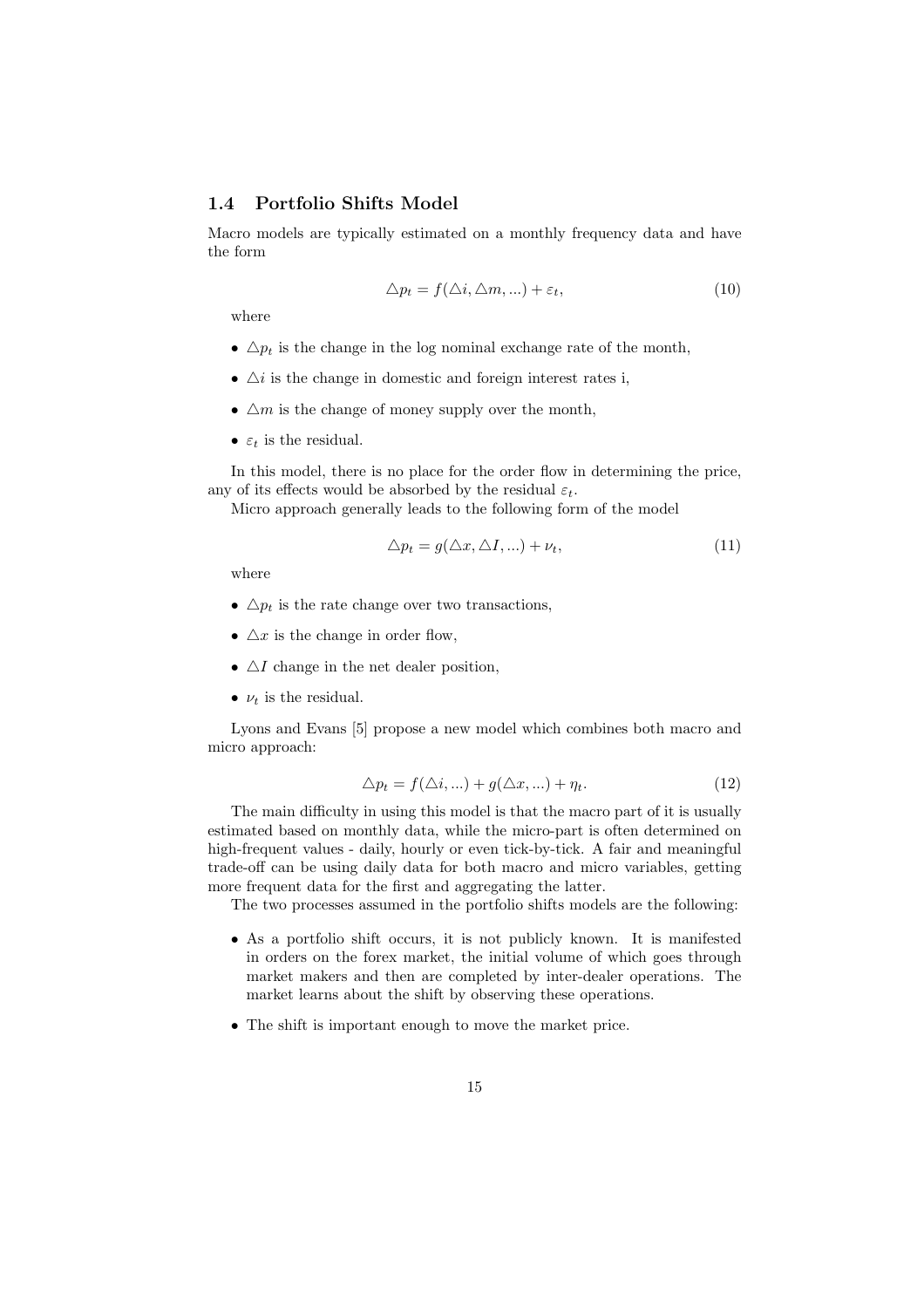### 1.4 Portfolio Shifts Model

Macro models are typically estimated on a monthly frequency data and have the form

$$\triangle p_t = f(\triangle i, \triangle m, ...) + \varepsilon_t, \tag{10}$$

where

- $\triangle p_t$ is the change in the log nominal exchange rate of the month,
- $\triangle i$ is the change in domestic and foreign interest rates i,
- $\triangle m$ is the change of money supply over the month,
- $\varepsilon_t$ is the residual.

In this model, there is no place for the order flow in determining the price, any of its effects would be absorbed by the residual $\varepsilon_t$.

Micro approach generally leads to the following form of the model

$$\triangle p_t = g(\triangle x, \triangle I, ...) + \nu_t, \tag{11}$$

where

- $\triangle p_t$ is the rate change over two transactions,
- $\triangle x$ is the change in order flow,
- $\triangle I$ change in the net dealer position,
- $\nu_t$ is the residual.

Lyons and Evans [5] propose a new model which combines both macro and micro approach:

$$\triangle p_t = f(\triangle i, ...) + g(\triangle x, ...) + \eta_t. \tag{12}$$

The main difficulty in using this model is that the macro part of it is usually estimated based on monthly data, while the micro-part is often determined on high-frequent values - daily, hourly or even tick-by-tick. A fair and meaningful trade-off can be using daily data for both macro and micro variables, getting more frequent data for the first and aggregating the latter.

The two processes assumed in the portfolio shifts models are the following:

- As a portfolio shift occurs, it is not publicly known. It is manifested in orders on the forex market, the initial volume of which goes through market makers and then are completed by inter-dealer operations. The market learns about the shift by observing these operations.
- The shift is important enough to move the market price.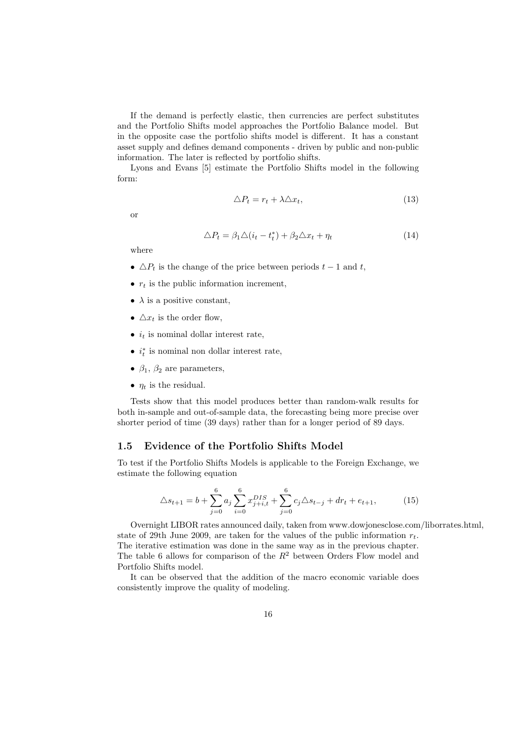If the demand is perfectly elastic, then currencies are perfect substitutes and the Portfolio Shifts model approaches the Portfolio Balance model. But in the opposite case the portfolio shifts model is different. It has a constant asset supply and defines demand components - driven by public and non-public information. The later is reflected by portfolio shifts.

Lyons and Evans [5] estimate the Portfolio Shifts model in the following form:

$$\triangle P_t = r_t + \lambda \triangle x_t, \tag{13}$$

or

$$\triangle P_t = \beta_1 \triangle (i_t - t_t^*) + \beta_2 \triangle x_t + \eta_t \tag{14}$$

where

- $\triangle P_t$ is the change of the price between periods $t-1$ and $t$,
- $r_t$ is the public information increment,
- $\lambda$ is a positive constant,
- $\triangle x_t$ is the order flow,
- $i_t$ is nominal dollar interest rate,
- $i_t^*$ is nominal non dollar interest rate,
- $\beta_1$, $\beta_2$ are parameters,
- $\eta_t$ is the residual.

Tests show that this model produces better than random-walk results for both in-sample and out-of-sample data, the forecasting being more precise over shorter period of time (39 days) rather than for a longer period of 89 days.

## 1.5 Evidence of the Portfolio Shifts Model

To test if the Portfolio Shifts Models is applicable to the Foreign Exchange, we estimate the following equation

$$\triangle s_{t+1} = b + \sum_{j=0}^{6} a_j \sum_{i=0}^{6} x_{j+i,t}^{DIS} + \sum_{j=0}^{6} c_j \triangle s_{t-j} + dr_t + e_{t+1}, \tag{15}$$

Overnight LIBOR rates announced daily, taken from www.dowjonesclose.com/liborrates.html, state of 29th June 2009, are taken for the values of the public information $r_t$. The iterative estimation was done in the same way as in the previous chapter. The table 6 allows for comparison of the $R^2$ between Orders Flow model and Portfolio Shifts model.

It can be observed that the addition of the macro economic variable does consistently improve the quality of modeling.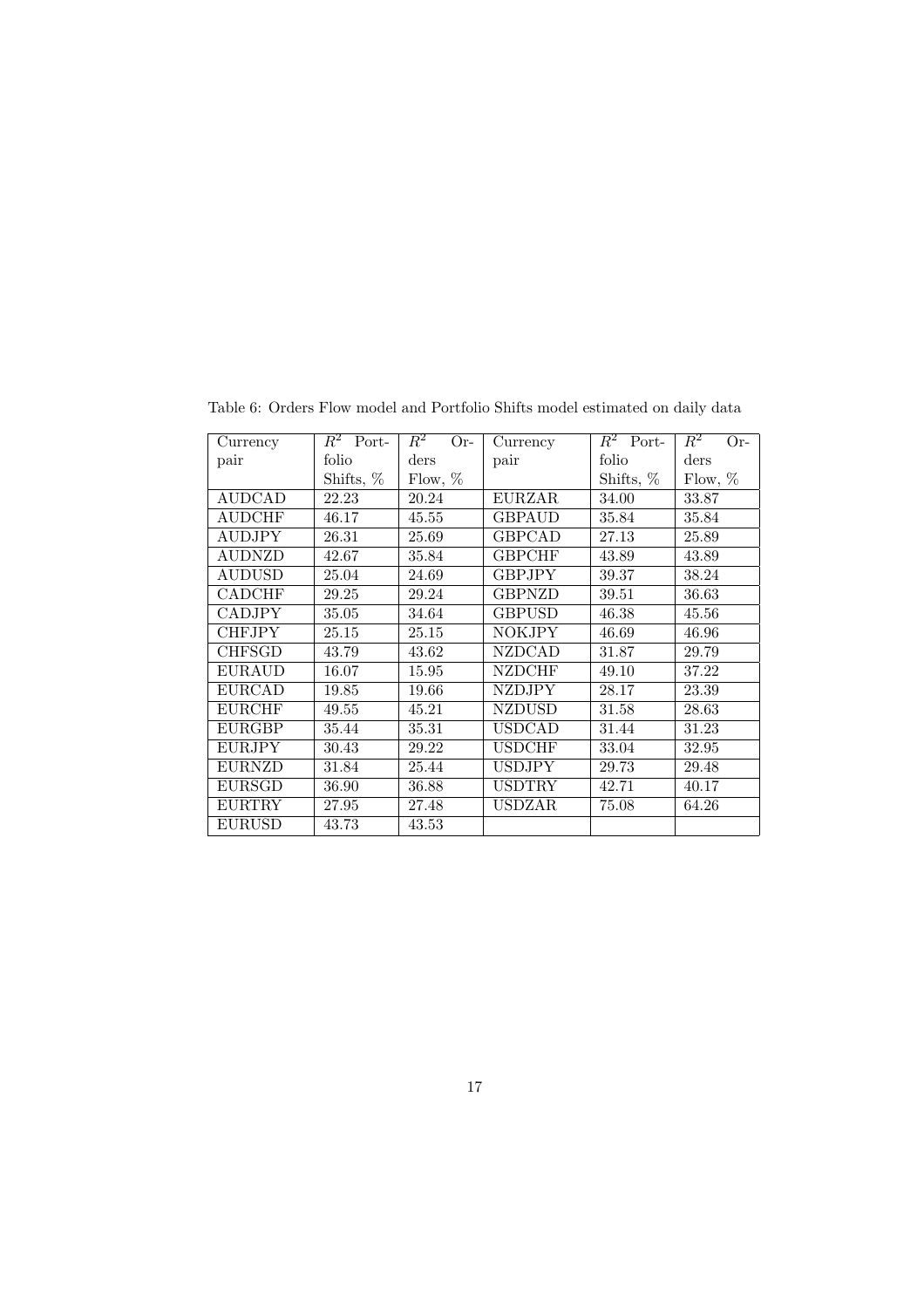Table 6: Orders Flow model and Portfolio Shifts model estimated on daily data

| Currency pair | $R^2$ Portfolio Shifts, % | $R^2$ Orders Flow, % | Currency pair | $R^2$ Portfolio Shifts, % | $R^2$ Orders Flow, % |
|---|---|---|---|---|---|
| AUDCAD | 22.23 | 20.24 | EURZAR | 34.00 | 33.87 |
| AUDCHF | 46.17 | 45.55 | GBPAUD | 35.84 | 35.84 |
| AUDJPY | 26.31 | 25.69 | GBPCAD | 27.13 | 25.89 |
| AUDNZD | 42.67 | 35.84 | GBPCHF | 43.89 | 43.89 |
| AUDUSD | 25.04 | 24.69 | GBPJPY | 39.37 | 38.24 |
| CADCHF | 29.25 | 29.24 | GBPNZD | 39.51 | 36.63 |
| CADJPY | 35.05 | 34.64 | GBPUSD | 46.38 | 45.56 |
| CHFJPY | 25.15 | 25.15 | NOKJPY | 46.69 | 46.96 |
| CHFSGD | 43.79 | 43.62 | NZDCAD | 31.87 | 29.79 |
| EURAUD | 16.07 | 15.95 | NZDCHF | 49.10 | 37.22 |
| EURCAD | 19.85 | 19.66 | NZDJPY | 28.17 | 23.39 |
| EURCHF | 49.55 | 45.21 | NZDUSD | 31.58 | 28.63 |
| EURGBP | 35.44 | 35.31 | USDCAD | 31.44 | 31.23 |
| EURJPY | 30.43 | 29.22 | USDCHF | 33.04 | 32.95 |
| EURNZD | 31.84 | 25.44 | USDJPY | 29.73 | 29.48 |
| EURSGD | 36.90 | 36.88 | USDTRY | 42.71 | 40.17 |
| EURTRY | 27.95 | 27.48 | USDZAR | 75.08 | 64.26 |
| EURUSD | 43.73 | 43.53 | | | |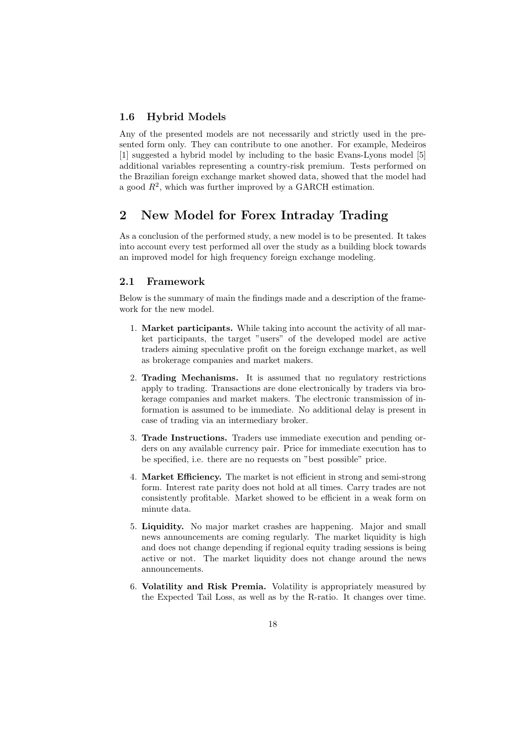### 1.6 Hybrid Models

Any of the presented models are not necessarily and strictly used in the presented form only. They can contribute to one another. For example, Medeiros [1] suggested a hybrid model by including to the basic Evans-Lyons model [5] additional variables representing a country-risk premium. Tests performed on the Brazilian foreign exchange market showed data, showed that the model had a good $R^2$, which was further improved by a GARCH estimation.

## 2 New Model for Forex Intraday Trading

As a conclusion of the performed study, a new model is to be presented. It takes into account every test performed all over the study as a building block towards an improved model for high frequency foreign exchange modeling.

### 2.1 Framework

Below is the summary of main the findings made and a description of the framework for the new model.

1. **Market participants.** While taking into account the activity of all market participants, the target "users" of the developed model are active traders aiming speculative profit on the foreign exchange market, as well as brokerage companies and market makers.

2. **Trading Mechanisms.** It is assumed that no regulatory restrictions apply to trading. Transactions are done electronically by traders via brokerage companies and market makers. The electronic transmission of information is assumed to be immediate. No additional delay is present in case of trading via an intermediary broker.

3. **Trade Instructions.** Traders use immediate execution and pending orders on any available currency pair. Price for immediate execution has to be specified, i.e. there are no requests on "best possible" price.

4. **Market Efficiency.** The market is not efficient in strong and semi-strong form. Interest rate parity does not hold at all times. Carry trades are not consistently profitable. Market showed to be efficient in a weak form on minute data.

5. **Liquidity.** No major market crashes are happening. Major and small news announcements are coming regularly. The market liquidity is high and does not change depending if regional equity trading sessions is being active or not. The market liquidity does not change around the news announcements.

6. **Volatility and Risk Premia.** Volatility is appropriately measured by the Expected Tail Loss, as well as by the R-ratio. It changes over time.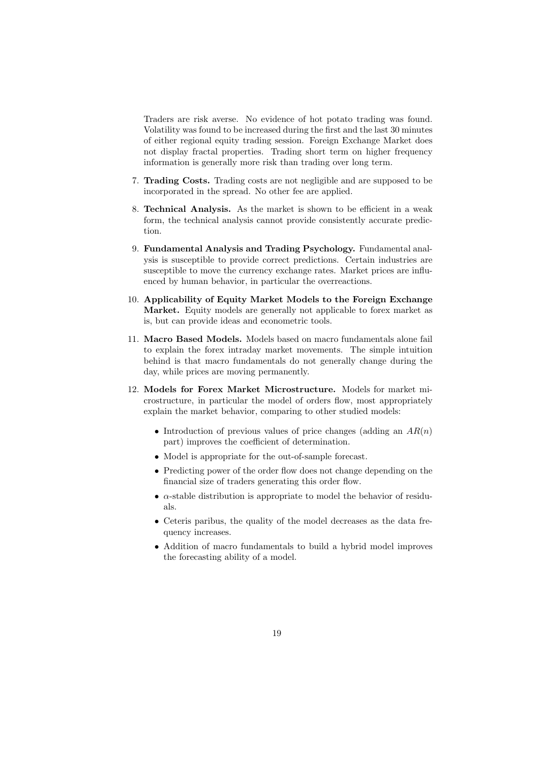Traders are risk averse. No evidence of hot potato trading was found. Volatility was found to be increased during the first and the last 30 minutes of either regional equity trading session. Foreign Exchange Market does not display fractal properties. Trading short term on higher frequency information is generally more risk than trading over long term.

7. **Trading Costs.** Trading costs are not negligible and are supposed to be incorporated in the spread. No other fee are applied.

8. **Technical Analysis.** As the market is shown to be efficient in a weak form, the technical analysis cannot provide consistently accurate prediction.

9. **Fundamental Analysis and Trading Psychology.** Fundamental analysis is susceptible to provide correct predictions. Certain industries are susceptible to move the currency exchange rates. Market prices are influenced by human behavior, in particular the overreactions.

10. **Applicability of Equity Market Models to the Foreign Exchange Market.** Equity models are generally not applicable to forex market as is, but can provide ideas and econometric tools.

11. **Macro Based Models.** Models based on macro fundamentals alone fail to explain the forex intraday market movements. The simple intuition behind is that macro fundamentals do not generally change during the day, while prices are moving permanently.

12. **Models for Forex Market Microstructure.** Models for market microstructure, in particular the model of orders flow, most appropriately explain the market behavior, comparing to other studied models:

    - Introduction of previous values of price changes (adding an $AR(n)$ part) improves the coefficient of determination.
    - Model is appropriate for the out-of-sample forecast.
    - Predicting power of the order flow does not change depending on the financial size of traders generating this order flow.
    - $\alpha$-stable distribution is appropriate to model the behavior of residuals.
    - Ceteris paribus, the quality of the model decreases as the data frequency increases.
    - Addition of macro fundamentals to build a hybrid model improves the forecasting ability of a model.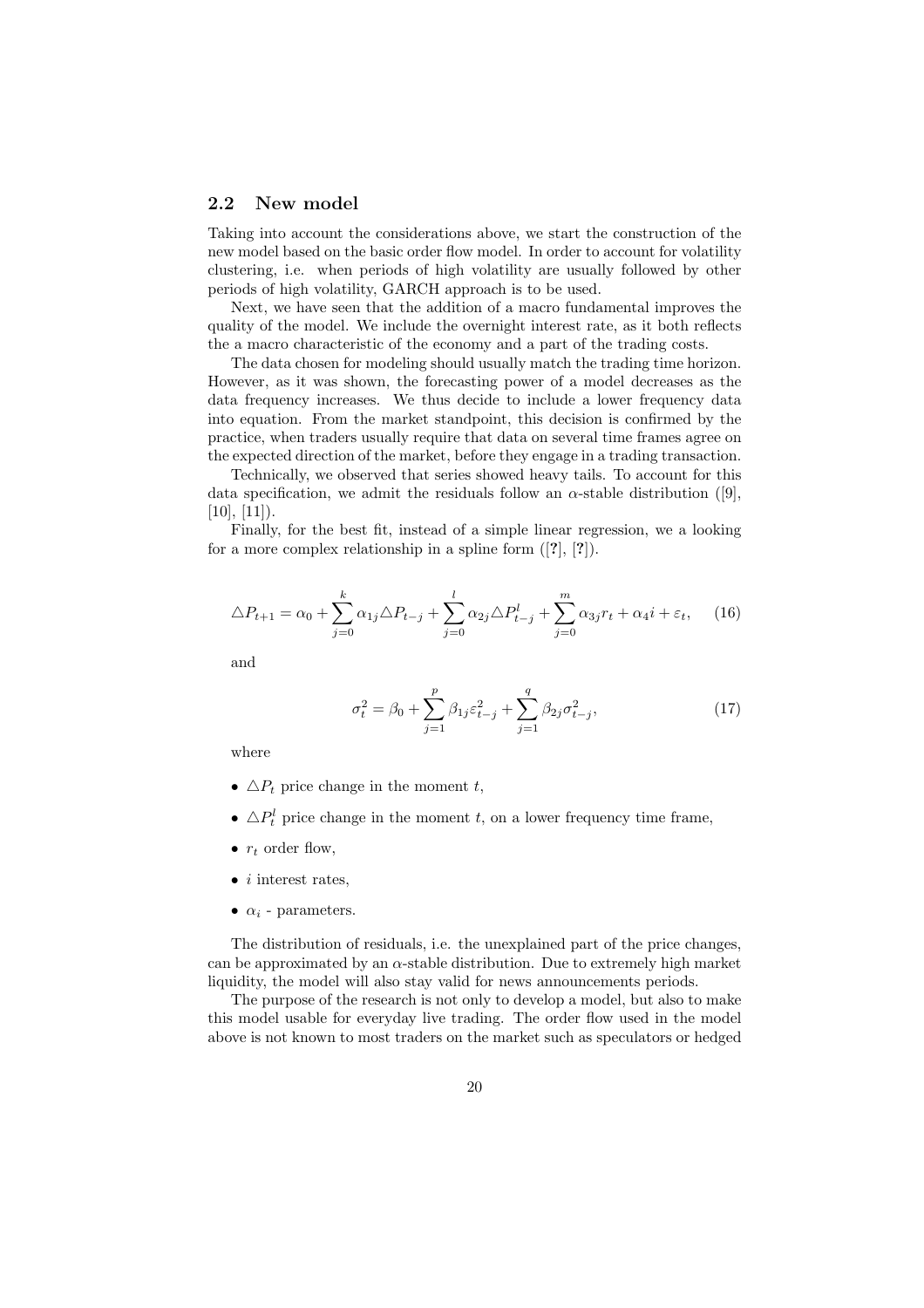### 2.2 New model

Taking into account the considerations above, we start the construction of the new model based on the basic order flow model. In order to account for volatility clustering, i.e. when periods of high volatility are usually followed by other periods of high volatility, GARCH approach is to be used.

Next, we have seen that the addition of a macro fundamental improves the quality of the model. We include the overnight interest rate, as it both reflects the a macro characteristic of the economy and a part of the trading costs.

The data chosen for modeling should usually match the trading time horizon. However, as it was shown, the forecasting power of a model decreases as the data frequency increases. We thus decide to include a lower frequency data into equation. From the market standpoint, this decision is confirmed by the practice, when traders usually require that data on several time frames agree on the expected direction of the market, before they engage in a trading transaction.

Technically, we observed that series showed heavy tails. To account for this data specification, we admit the residuals follow an $\alpha$-stable distribution ([9], [10], [11]).

Finally, for the best fit, instead of a simple linear regression, we a looking for a more complex relationship in a spline form ([**?**], [**?**]).

$$\triangle P_{t+1} = \alpha_0 + \sum_{j=0}^{k} \alpha_{1j} \triangle P_{t-j} + \sum_{j=0}^{l} \alpha_{2j} \triangle P^l_{t-j} + \sum_{j=0}^{m} \alpha_{3j} r_t + \alpha_4 i + \varepsilon_t, \quad (16)$$

and

$$\sigma^2_t = \beta_0 + \sum_{j=1}^{p} \beta_{1j} \varepsilon^2_{t-j} + \sum_{j=1}^{q} \beta_{2j} \sigma^2_{t-j}, \quad (17)$$

where

- $\triangle P_t$ price change in the moment $t$,
- $\triangle P^l_t$ price change in the moment $t$, on a lower frequency time frame,
- $r_t$ order flow,
- $i$ interest rates,
- $\alpha_i$ - parameters.

The distribution of residuals, i.e. the unexplained part of the price changes, can be approximated by an $\alpha$-stable distribution. Due to extremely high market liquidity, the model will also stay valid for news announcements periods.

The purpose of the research is not only to develop a model, but also to make this model usable for everyday live trading. The order flow used in the model above is not known to most traders on the market such as speculators or hedged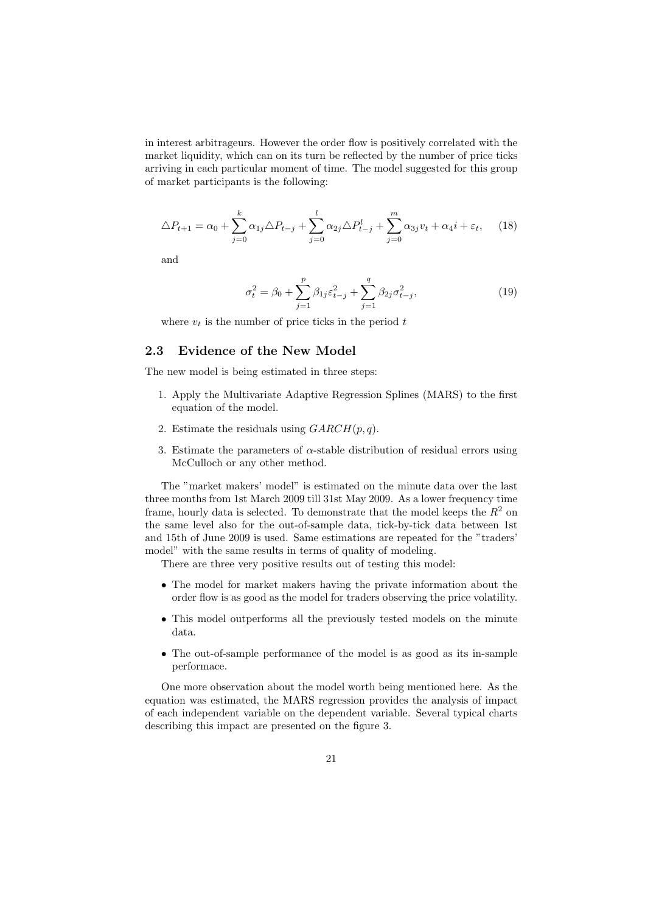in interest arbitrageurs. However the order flow is positively correlated with the market liquidity, which can on its turn be reflected by the number of price ticks arriving in each particular moment of time. The model suggested for this group of market participants is the following:

$$\triangle P_{t+1} = \alpha_0 + \sum_{j=0}^{k} \alpha_{1j} \triangle P_{t-j} + \sum_{j=0}^{l} \alpha_{2j} \triangle P_{t-j}^{l} + \sum_{j=0}^{m} \alpha_{3j} v_t + \alpha_4 i + \varepsilon_t, \quad (18)$$

and

$$\sigma_t^2 = \beta_0 + \sum_{j=1}^{p} \beta_{1j} \varepsilon_{t-j}^2 + \sum_{j=1}^{q} \beta_{2j} \sigma_{t-j}^2, \quad (19)$$

where $v_t$ is the number of price ticks in the period $t$

## 2.3 Evidence of the New Model

The new model is being estimated in three steps:

1. Apply the Multivariate Adaptive Regression Splines (MARS) to the first equation of the model.
2. Estimate the residuals using $GARCH(p, q)$.
3. Estimate the parameters of $\alpha$-stable distribution of residual errors using McCulloch or any other method.

The "market makers' model" is estimated on the minute data over the last three months from 1st March 2009 till 31st May 2009. As a lower frequency time frame, hourly data is selected. To demonstrate that the model keeps the $R^2$ on the same level also for the out-of-sample data, tick-by-tick data between 1st and 15th of June 2009 is used. Same estimations are repeated for the "traders' model" with the same results in terms of quality of modeling.

There are three very positive results out of testing this model:

- The model for market makers having the private information about the order flow is as good as the model for traders observing the price volatility.
- This model outperforms all the previously tested models on the minute data.
- The out-of-sample performance of the model is as good as its in-sample performace.

One more observation about the model worth being mentioned here. As the equation was estimated, the MARS regression provides the analysis of impact of each independent variable on the dependent variable. Several typical charts describing this impact are presented on the figure 3.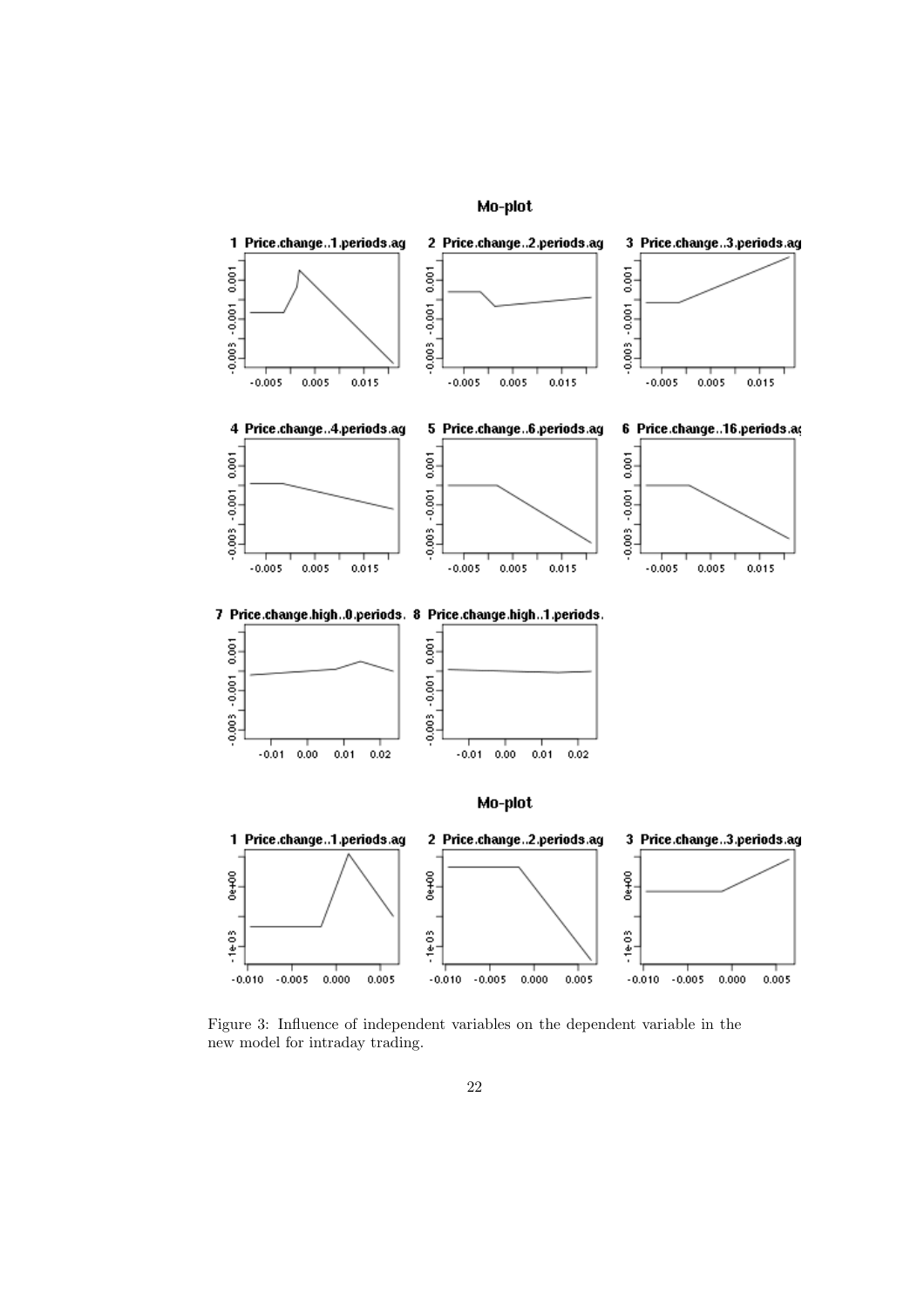Figure 3: Influence of independent variables on the dependent variable in the new model for intraday trading.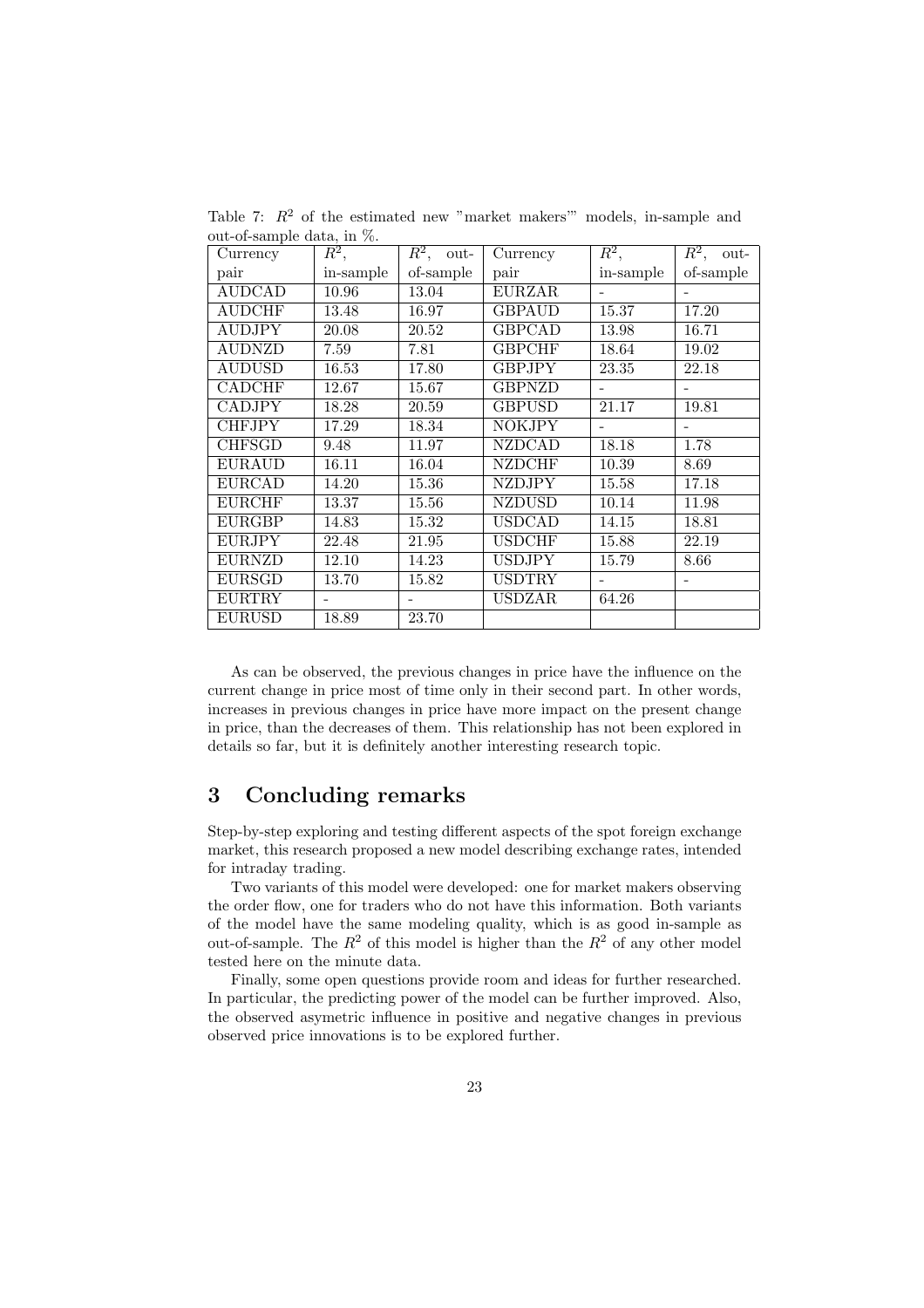Table 7: $R^2$ of the estimated new "market makers'" models, in-sample and out-of-sample data, in %.

| Currency pair | $R^2$, in-sample | $R^2$, out-of-sample | Currency pair | $R^2$, in-sample | $R^2$, out-of-sample |
|---|---|---|---|---|---|
| AUDCAD | 10.96 | 13.04 | EURZAR | - | - |
| AUDCHF | 13.48 | 16.97 | GBPAUD | 15.37 | 17.20 |
| AUDJPY | 20.08 | 20.52 | GBPCAD | 13.98 | 16.71 |
| AUDNZD | 7.59 | 7.81 | GBPCHF | 18.64 | 19.02 |
| AUDUSD | 16.53 | 17.80 | GBPJPY | 23.35 | 22.18 |
| CADCHF | 12.67 | 15.67 | GBPNZD | - | - |
| CADJPY | 18.28 | 20.59 | GBPUSD | 21.17 | 19.81 |
| CHFJPY | 17.29 | 18.34 | NOKJPY | - | - |
| CHFSGD | 9.48 | 11.97 | NZDCAD | 18.18 | 1.78 |
| EURAUD | 16.11 | 16.04 | NZDCHF | 10.39 | 8.69 |
| EURCAD | 14.20 | 15.36 | NZDJPY | 15.58 | 17.18 |
| EURCHF | 13.37 | 15.56 | NZDUSD | 10.14 | 11.98 |
| EURGBP | 14.83 | 15.32 | USDCAD | 14.15 | 18.81 |
| EURJPY | 22.48 | 21.95 | USDCHF | 15.88 | 22.19 |
| EURNZD | 12.10 | 14.23 | USDJPY | 15.79 | 8.66 |
| EURSGD | 13.70 | 15.82 | USDTRY | - | - |
| EURTRY | - | - | USDZAR | 64.26 | |
| EURUSD | 18.89 | 23.70 | | | |

As can be observed, the previous changes in price have the influence on the current change in price most of time only in their second part. In other words, increases in previous changes in price have more impact on the present change in price, than the decreases of them. This relationship has not been explored in details so far, but it is definitely another interesting research topic.

# 3 Concluding remarks

Step-by-step exploring and testing different aspects of the spot foreign exchange market, this research proposed a new model describing exchange rates, intended for intraday trading.

Two variants of this model were developed: one for market makers observing the order flow, one for traders who do not have this information. Both variants of the model have the same modeling quality, which is as good in-sample as out-of-sample. The $R^2$ of this model is higher than the $R^2$ of any other model tested here on the minute data.

Finally, some open questions provide room and ideas for further researched. In particular, the predicting power of the model can be further improved. Also, the observed asymetric influence in positive and negative changes in previous observed price innovations is to be explored further.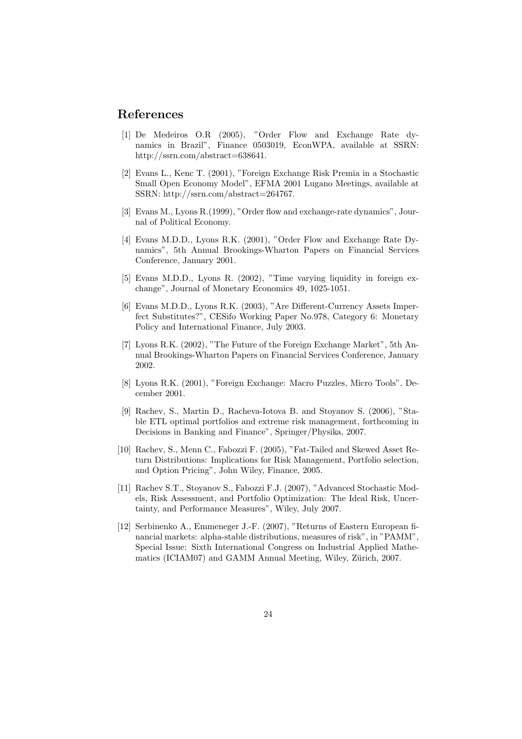## References

[1] De Medeiros O.R (2005), "Order Flow and Exchange Rate dynamics in Brazil", Finance 0503019, EconWPA, available at SSRN: http://ssrn.com/abstract=638641.

[2] Evans L., Kenc T. (2001), "Foreign Exchange Risk Premia in a Stochastic Small Open Economy Model", EFMA 2001 Lugano Meetings, available at SSRN: http://ssrn.com/abstract=264767.

[3] Evans M., Lyons R.(1999), "Order flow and exchange-rate dynamics", Journal of Political Economy.

[4] Evans M.D.D., Lyons R.K. (2001), "Order Flow and Exchange Rate Dynamics", 5th Annual Brookings-Wharton Papers on Financial Services Conference, January 2001.

[5] Evans M.D.D., Lyons R. (2002), "Time varying liquidity in foreign exchange", Journal of Monetary Economics 49, 1025-1051.

[6] Evans M.D.D., Lyons R.K. (2003), "Are Different-Currency Assets Imperfect Substitutes?", CESifo Working Paper No.978, Category 6: Monetary Policy and International Finance, July 2003.

[7] Lyons R.K. (2002), "The Future of the Foreign Exchange Market", 5th Annual Brookings-Wharton Papers on Financial Services Conference, January 2002.

[8] Lyons R.K. (2001), "Foreign Exchange: Macro Puzzles, Micro Tools", December 2001.

[9] Rachev, S., Martin D., Racheva-Iotova B. and Stoyanov S. (2006), "Stable ETL optimal portfolios and extreme risk management, forthcoming in Decisions in Banking and Finance", Springer/Physika, 2007.

[10] Rachev, S., Menn C., Fabozzi F. (2005), "Fat-Tailed and Skewed Asset Return Distributions: Implications for Risk Management, Portfolio selection, and Option Pricing", John Wiley, Finance, 2005.

[11] Rachev S.T., Stoyanov S., Fabozzi F.J. (2007), "Advanced Stochastic Models, Risk Assessment, and Portfolio Optimization: The Ideal Risk, Uncertainty, and Performance Measures", Wiley, July 2007.

[12] Serbinenko A., Emmeneger J.-F. (2007), "Returns of Eastern European financial markets: alpha-stable distributions, measures of risk", in "PAMM", Special Issue: Sixth International Congress on Industrial Applied Mathematics (ICIAM07) and GAMM Annual Meeting, Wiley, Zürich, 2007.